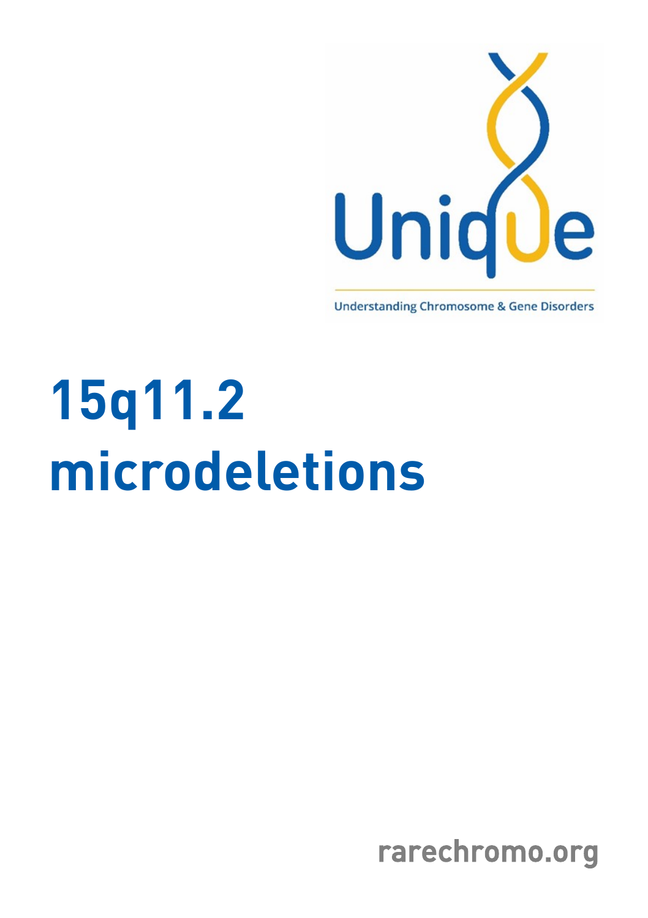Unique

Understanding Chromosome & Gene Disorders

# 15q11.2 microdeletions

rarechromo.org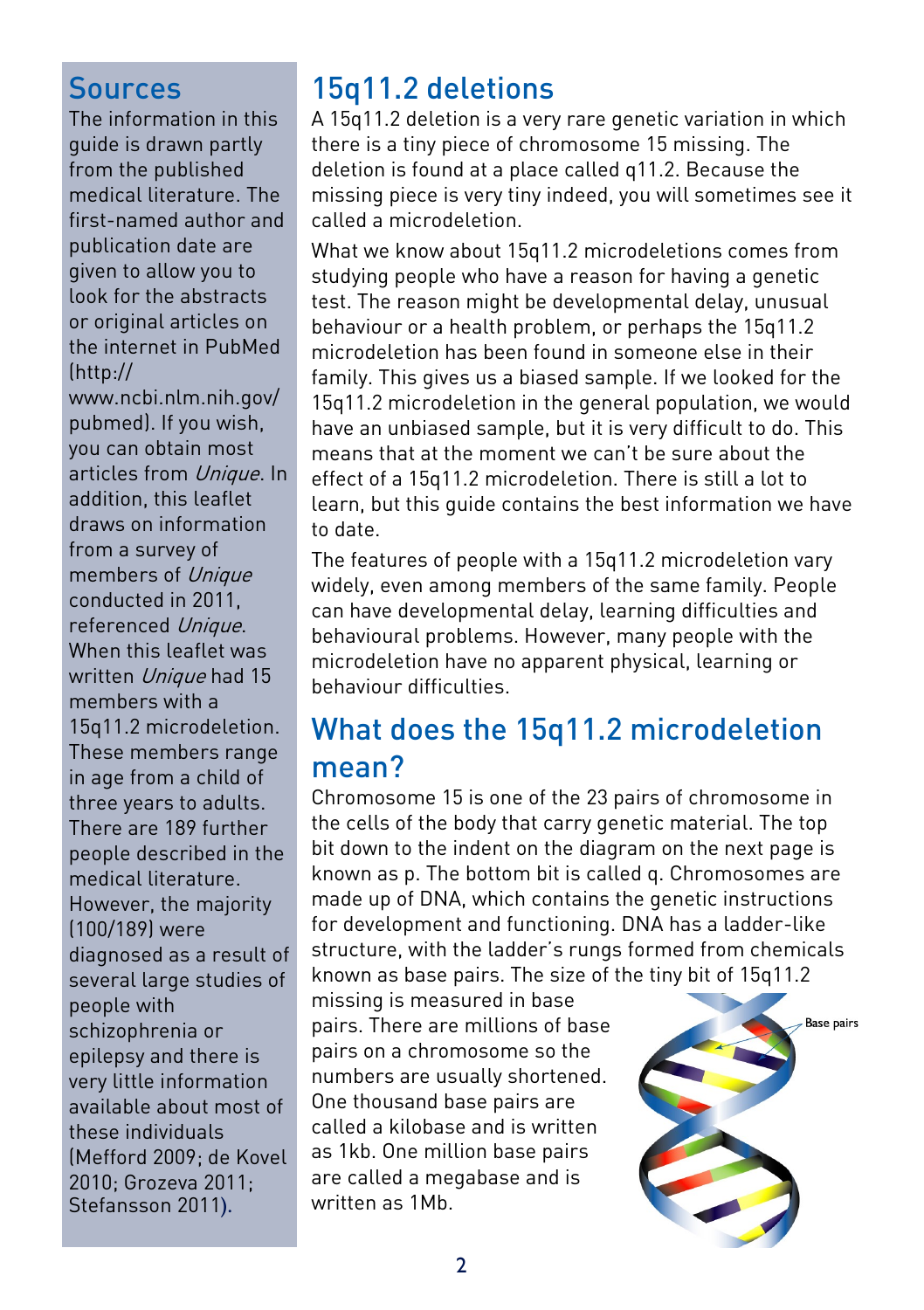## Sources

The information in this guide is drawn partly from the published medical literature. The first-named author and publication date are given to allow you to look for the abstracts or original articles on the internet in PubMed (http://www.ncbi.nlm.nih.gov/pubmed). If you wish, you can obtain most articles from *Unique*. In addition, this leaflet draws on information from a survey of members of *Unique* conducted in 2011, referenced *Unique*. When this leaflet was written *Unique* had 15 members with a 15q11.2 microdeletion. These members range in age from a child of three years to adults. There are 189 further people described in the medical literature. However, the majority (100/189) were diagnosed as a result of several large studies of people with schizophrenia or epilepsy and there is very little information available about most of these individuals (Mefford 2009; de Kovel 2010; Grozeva 2011; Stefansson 2011).

## 15q11.2 deletions

A 15q11.2 deletion is a very rare genetic variation in which there is a tiny piece of chromosome 15 missing. The deletion is found at a place called q11.2. Because the missing piece is very tiny indeed, you will sometimes see it called a microdeletion.

What we know about 15q11.2 microdeletions comes from studying people who have a reason for having a genetic test. The reason might be developmental delay, unusual behaviour or a health problem, or perhaps the 15q11.2 microdeletion has been found in someone else in their family. This gives us a biased sample. If we looked for the 15q11.2 microdeletion in the general population, we would have an unbiased sample, but it is very difficult to do. This means that at the moment we can't be sure about the effect of a 15q11.2 microdeletion. There is still a lot to learn, but this guide contains the best information we have to date.

The features of people with a 15q11.2 microdeletion vary widely, even among members of the same family. People can have developmental delay, learning difficulties and behavioural problems. However, many people with the microdeletion have no apparent physical, learning or behaviour difficulties.

## What does the 15q11.2 microdeletion mean?

Chromosome 15 is one of the 23 pairs of chromosome in the cells of the body that carry genetic material. The top bit down to the indent on the diagram on the next page is known as p. The bottom bit is called q. Chromosomes are made up of DNA, which contains the genetic instructions for development and functioning. DNA has a ladder-like structure, with the ladder's rungs formed from chemicals known as base pairs. The size of the tiny bit of 15q11.2 missing is measured in base pairs. There are millions of base pairs on a chromosome so the numbers are usually shortened. One thousand base pairs are called a kilobase and is written as 1kb. One million base pairs are called a megabase and is written as 1Mb.

Base pairs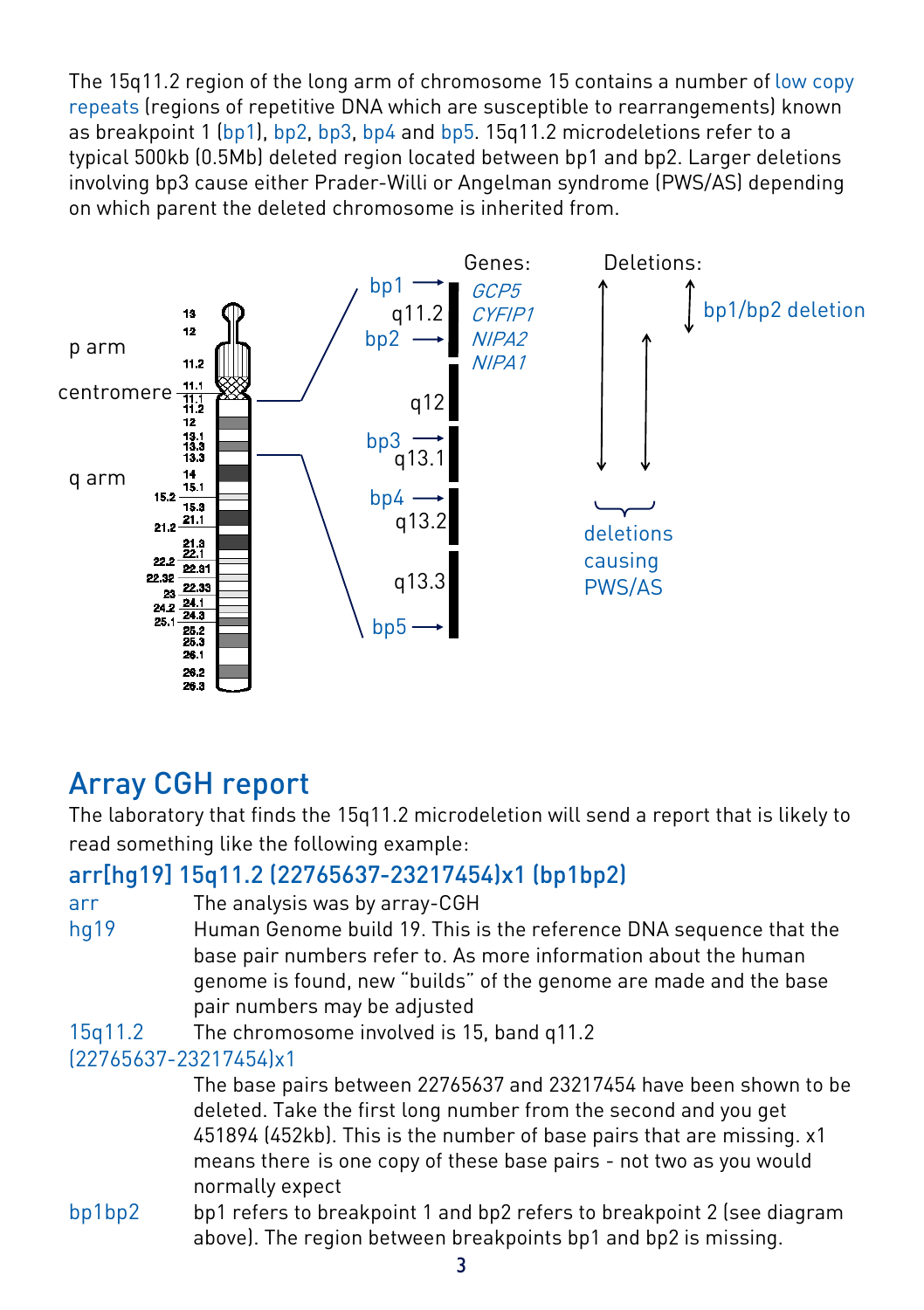The 15q11.2 region of the long arm of chromosome 15 contains a number of low copy repeats (regions of repetitive DNA which are susceptible to rearrangements) known as breakpoint 1 (bp1), bp2, bp3, bp4 and bp5. 15q11.2 microdeletions refer to a typical 500kb (0.5Mb) deleted region located between bp1 and bp2. Larger deletions involving bp3 cause either Prader-Willi or Angelman syndrome (PWS/AS) depending on which parent the deleted chromosome is inherited from.

p arm
centromere
q arm

bp1 → q11.2 bp2 → q12 bp3 → q13.1 bp4 → q13.2 q13.3 bp5 →

Genes: *GCP5* *CYFIP1* *NIPA2* *NIPA1*

Deletions: bp1/bp2 deletion

deletions causing PWS/AS

## Array CGH report

The laboratory that finds the 15q11.2 microdeletion will send a report that is likely to read something like the following example:

### arr[hg19] 15q11.2 (22765637-23217454)x1 (bp1bp2)

| | |
|---|---|
| arr | The analysis was by array-CGH |
| hg19 | Human Genome build 19. This is the reference DNA sequence that the base pair numbers refer to. As more information about the human genome is found, new "builds" of the genome are made and the base pair numbers may be adjusted |
| 15q11.2 | The chromosome involved is 15, band q11.2 |
| (22765637-23217454)x1 | The base pairs between 22765637 and 23217454 have been shown to be deleted. Take the first long number from the second and you get 451894 (452kb). This is the number of base pairs that are missing. x1 means there is one copy of these base pairs - not two as you would normally expect |
| bp1bp2 | bp1 refers to breakpoint 1 and bp2 refers to breakpoint 2 (see diagram above). The region between breakpoints bp1 and bp2 is missing. |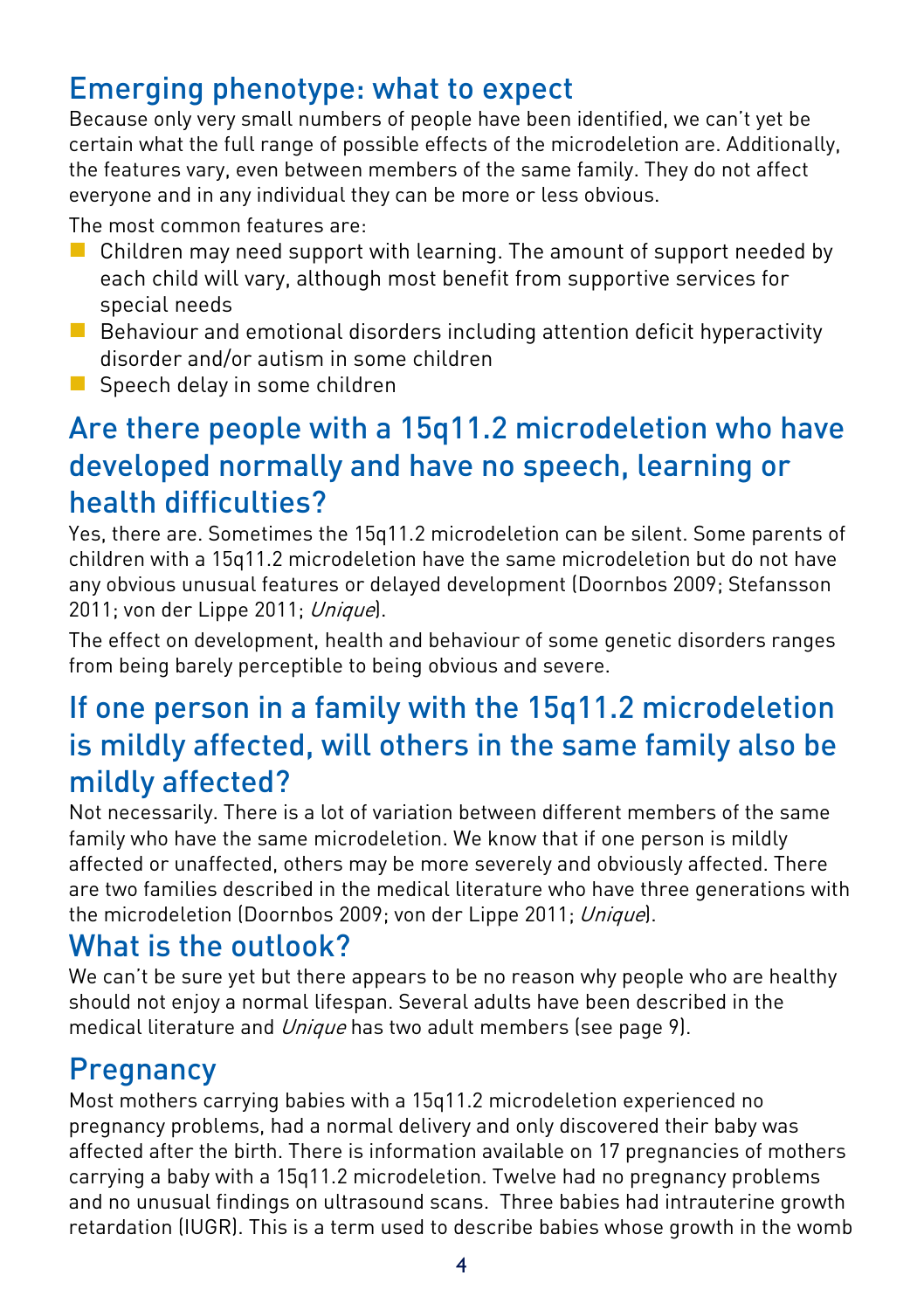## Emerging phenotype: what to expect

Because only very small numbers of people have been identified, we can't yet be certain what the full range of possible effects of the microdeletion are. Additionally, the features vary, even between members of the same family. They do not affect everyone and in any individual they can be more or less obvious.

The most common features are:

- Children may need support with learning. The amount of support needed by each child will vary, although most benefit from supportive services for special needs
- Behaviour and emotional disorders including attention deficit hyperactivity disorder and/or autism in some children
- Speech delay in some children

## Are there people with a 15q11.2 microdeletion who have developed normally and have no speech, learning or health difficulties?

Yes, there are. Sometimes the 15q11.2 microdeletion can be silent. Some parents of children with a 15q11.2 microdeletion have the same microdeletion but do not have any obvious unusual features or delayed development (Doornbos 2009; Stefansson 2011; von der Lippe 2011; *Unique*).

The effect on development, health and behaviour of some genetic disorders ranges from being barely perceptible to being obvious and severe.

## If one person in a family with the 15q11.2 microdeletion is mildly affected, will others in the same family also be mildly affected?

Not necessarily. There is a lot of variation between different members of the same family who have the same microdeletion. We know that if one person is mildly affected or unaffected, others may be more severely and obviously affected. There are two families described in the medical literature who have three generations with the microdeletion (Doornbos 2009; von der Lippe 2011; *Unique*).

## What is the outlook?

We can't be sure yet but there appears to be no reason why people who are healthy should not enjoy a normal lifespan. Several adults have been described in the medical literature and *Unique* has two adult members (see page 9).

## Pregnancy

Most mothers carrying babies with a 15q11.2 microdeletion experienced no pregnancy problems, had a normal delivery and only discovered their baby was affected after the birth. There is information available on 17 pregnancies of mothers carrying a baby with a 15q11.2 microdeletion. Twelve had no pregnancy problems and no unusual findings on ultrasound scans. Three babies had intrauterine growth retardation (IUGR). This is a term used to describe babies whose growth in the womb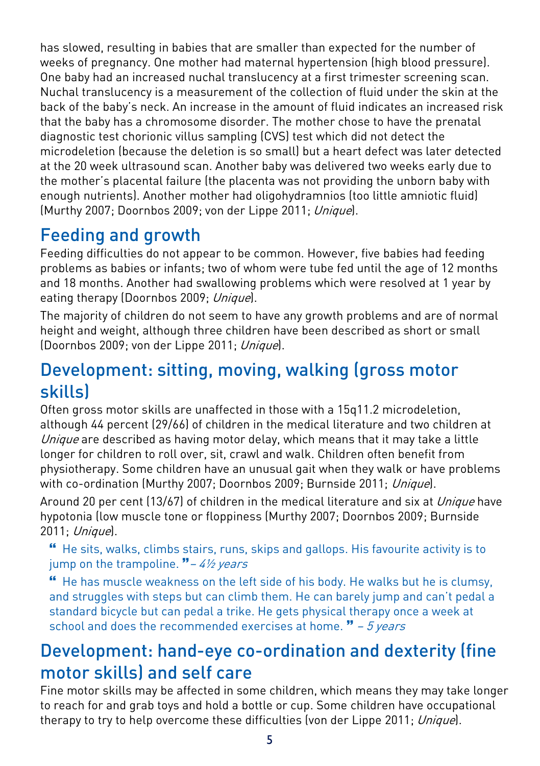has slowed, resulting in babies that are smaller than expected for the number of weeks of pregnancy. One mother had maternal hypertension (high blood pressure). One baby had an increased nuchal translucency at a first trimester screening scan. Nuchal translucency is a measurement of the collection of fluid under the skin at the back of the baby's neck. An increase in the amount of fluid indicates an increased risk that the baby has a chromosome disorder. The mother chose to have the prenatal diagnostic test chorionic villus sampling (CVS) test which did not detect the microdeletion (because the deletion is so small) but a heart defect was later detected at the 20 week ultrasound scan. Another baby was delivered two weeks early due to the mother's placental failure (the placenta was not providing the unborn baby with enough nutrients). Another mother had oligohydramnios (too little amniotic fluid) (Murthy 2007; Doornbos 2009; von der Lippe 2011; *Unique*).

## Feeding and growth

Feeding difficulties do not appear to be common. However, five babies had feeding problems as babies or infants; two of whom were tube fed until the age of 12 months and 18 months. Another had swallowing problems which were resolved at 1 year by eating therapy (Doornbos 2009; *Unique*).

The majority of children do not seem to have any growth problems and are of normal height and weight, although three children have been described as short or small (Doornbos 2009; von der Lippe 2011; *Unique*).

## Development: sitting, moving, walking (gross motor skills)

Often gross motor skills are unaffected in those with a 15q11.2 microdeletion, although 44 percent (29/66) of children in the medical literature and two children at *Unique* are described as having motor delay, which means that it may take a little longer for children to roll over, sit, crawl and walk. Children often benefit from physiotherapy. Some children have an unusual gait when they walk or have problems with co-ordination (Murthy 2007; Doornbos 2009; Burnside 2011; *Unique*).

Around 20 per cent (13/67) of children in the medical literature and six at *Unique* have hypotonia (low muscle tone or floppiness (Murthy 2007; Doornbos 2009; Burnside 2011; *Unique*).

> " He sits, walks, climbs stairs, runs, skips and gallops. His favourite activity is to jump on the trampoline. " – *4½ years*

> " He has muscle weakness on the left side of his body. He walks but he is clumsy, and struggles with steps but can climb them. He can barely jump and can't pedal a standard bicycle but can pedal a trike. He gets physical therapy once a week at school and does the recommended exercises at home. " – *5 years*

## Development: hand-eye co-ordination and dexterity (fine motor skills) and self care

Fine motor skills may be affected in some children, which means they may take longer to reach for and grab toys and hold a bottle or cup. Some children have occupational therapy to try to help overcome these difficulties (von der Lippe 2011; *Unique*).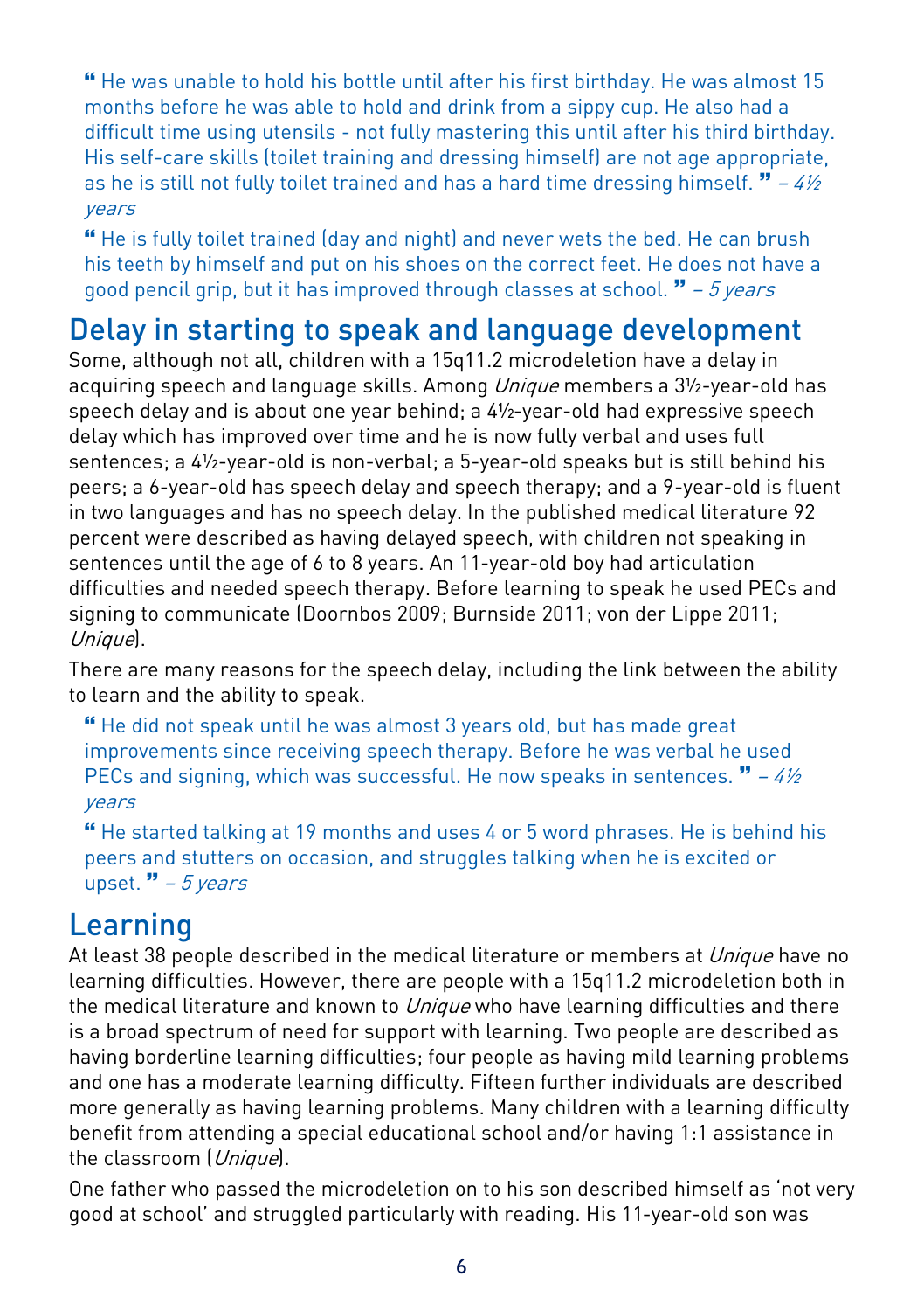" He was unable to hold his bottle until after his first birthday. He was almost 15 months before he was able to hold and drink from a sippy cup. He also had a difficult time using utensils - not fully mastering this until after his third birthday. His self-care skills (toilet training and dressing himself) are not age appropriate, as he is still not fully toilet trained and has a hard time dressing himself. " – *4½ years*

" He is fully toilet trained (day and night) and never wets the bed. He can brush his teeth by himself and put on his shoes on the correct feet. He does not have a good pencil grip, but it has improved through classes at school. " – *5 years*

## Delay in starting to speak and language development

Some, although not all, children with a 15q11.2 microdeletion have a delay in acquiring speech and language skills. Among *Unique* members a 3½-year-old has speech delay and is about one year behind; a 4½-year-old had expressive speech delay which has improved over time and he is now fully verbal and uses full sentences; a 4½-year-old is non-verbal; a 5-year-old speaks but is still behind his peers; a 6-year-old has speech delay and speech therapy; and a 9-year-old is fluent in two languages and has no speech delay. In the published medical literature 92 percent were described as having delayed speech, with children not speaking in sentences until the age of 6 to 8 years. An 11-year-old boy had articulation difficulties and needed speech therapy. Before learning to speak he used PECs and signing to communicate (Doornbos 2009; Burnside 2011; von der Lippe 2011; *Unique*).

There are many reasons for the speech delay, including the link between the ability to learn and the ability to speak.

" He did not speak until he was almost 3 years old, but has made great improvements since receiving speech therapy. Before he was verbal he used PECs and signing, which was successful. He now speaks in sentences. " – *4½ years*

" He started talking at 19 months and uses 4 or 5 word phrases. He is behind his peers and stutters on occasion, and struggles talking when he is excited or upset. " – *5 years*

## Learning

At least 38 people described in the medical literature or members at *Unique* have no learning difficulties. However, there are people with a 15q11.2 microdeletion both in the medical literature and known to *Unique* who have learning difficulties and there is a broad spectrum of need for support with learning. Two people are described as having borderline learning difficulties; four people as having mild learning problems and one has a moderate learning difficulty. Fifteen further individuals are described more generally as having learning problems. Many children with a learning difficulty benefit from attending a special educational school and/or having 1:1 assistance in the classroom (*Unique*).

One father who passed the microdeletion on to his son described himself as 'not very good at school' and struggled particularly with reading. His 11-year-old son was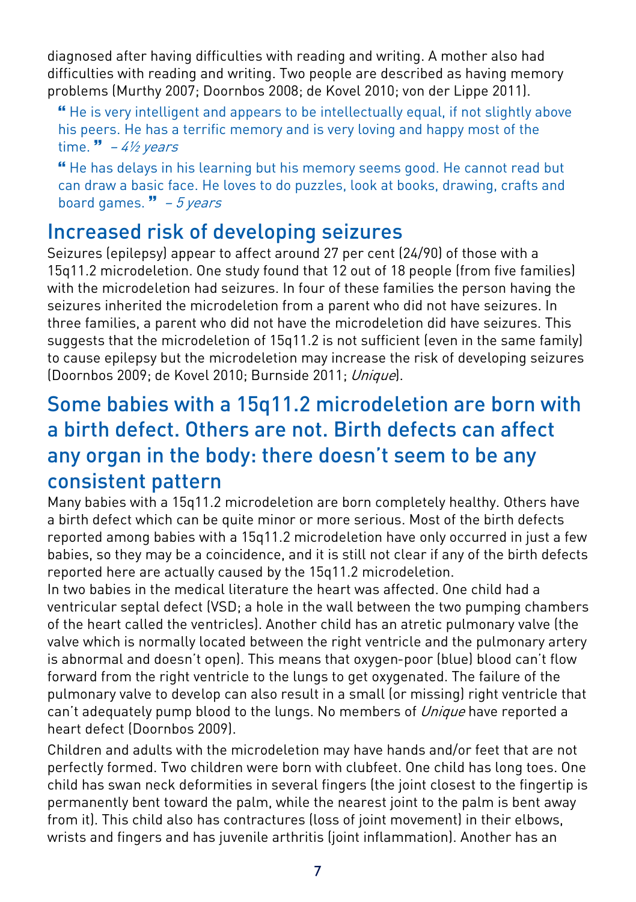diagnosed after having difficulties with reading and writing. A mother also had difficulties with reading and writing. Two people are described as having memory problems (Murthy 2007; Doornbos 2008; de Kovel 2010; von der Lippe 2011).

> " He is very intelligent and appears to be intellectually equal, if not slightly above his peers. He has a terrific memory and is very loving and happy most of the time. " – *4½ years*

> " He has delays in his learning but his memory seems good. He cannot read but can draw a basic face. He loves to do puzzles, look at books, drawing, crafts and board games. " – *5 years*

## Increased risk of developing seizures

Seizures (epilepsy) appear to affect around 27 per cent (24/90) of those with a 15q11.2 microdeletion. One study found that 12 out of 18 people (from five families) with the microdeletion had seizures. In four of these families the person having the seizures inherited the microdeletion from a parent who did not have seizures. In three families, a parent who did not have the microdeletion did have seizures. This suggests that the microdeletion of 15q11.2 is not sufficient (even in the same family) to cause epilepsy but the microdeletion may increase the risk of developing seizures (Doornbos 2009; de Kovel 2010; Burnside 2011; *Unique*).

## Some babies with a 15q11.2 microdeletion are born with a birth defect. Others are not. Birth defects can affect any organ in the body: there doesn't seem to be any consistent pattern

Many babies with a 15q11.2 microdeletion are born completely healthy. Others have a birth defect which can be quite minor or more serious. Most of the birth defects reported among babies with a 15q11.2 microdeletion have only occurred in just a few babies, so they may be a coincidence, and it is still not clear if any of the birth defects reported here are actually caused by the 15q11.2 microdeletion.

In two babies in the medical literature the heart was affected. One child had a ventricular septal defect (VSD; a hole in the wall between the two pumping chambers of the heart called the ventricles). Another child has an atretic pulmonary valve (the valve which is normally located between the right ventricle and the pulmonary artery is abnormal and doesn't open). This means that oxygen-poor (blue) blood can't flow forward from the right ventricle to the lungs to get oxygenated. The failure of the pulmonary valve to develop can also result in a small (or missing) right ventricle that can't adequately pump blood to the lungs. No members of *Unique* have reported a heart defect (Doornbos 2009).

Children and adults with the microdeletion may have hands and/or feet that are not perfectly formed. Two children were born with clubfeet. One child has long toes. One child has swan neck deformities in several fingers (the joint closest to the fingertip is permanently bent toward the palm, while the nearest joint to the palm is bent away from it). This child also has contractures (loss of joint movement) in their elbows, wrists and fingers and has juvenile arthritis (joint inflammation). Another has an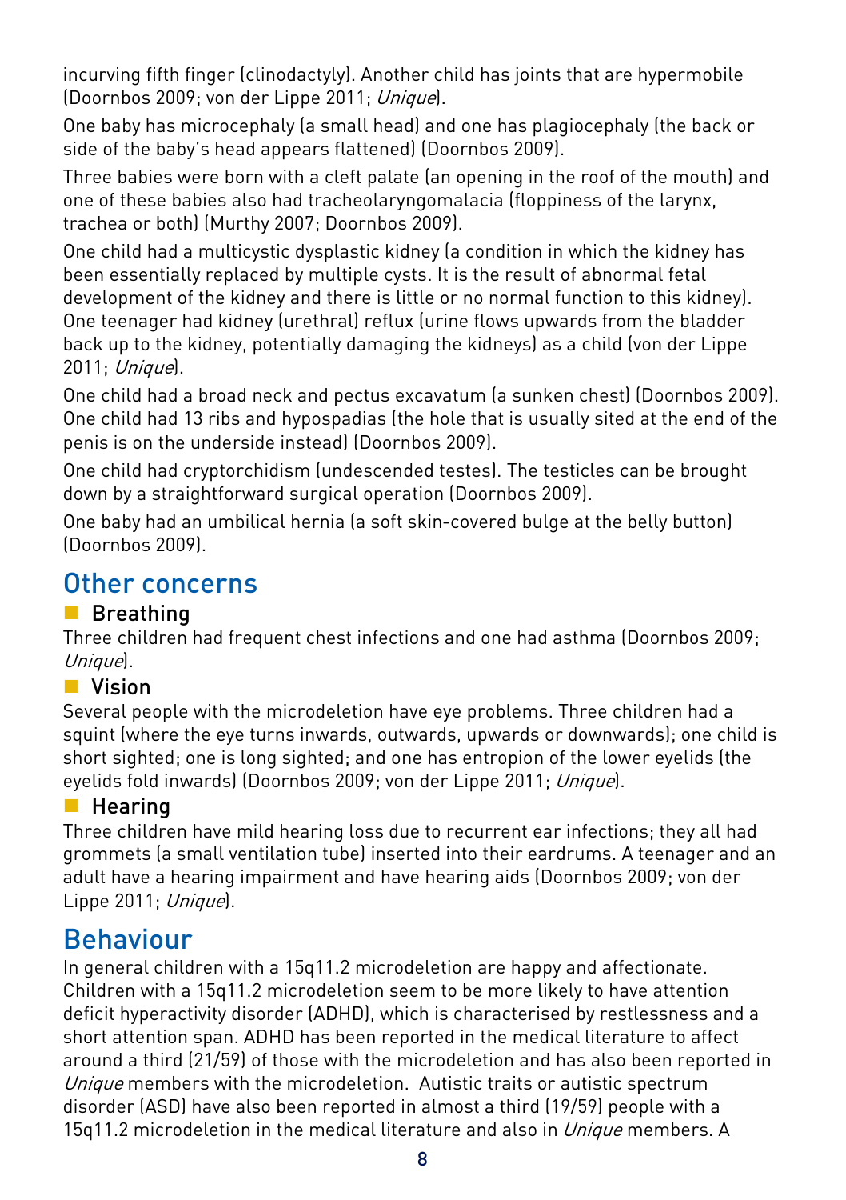incurving fifth finger (clinodactyly). Another child has joints that are hypermobile (Doornbos 2009; von der Lippe 2011; *Unique*).

One baby has microcephaly (a small head) and one has plagiocephaly (the back or side of the baby's head appears flattened) (Doornbos 2009).

Three babies were born with a cleft palate (an opening in the roof of the mouth) and one of these babies also had tracheolaryngomalacia (floppiness of the larynx, trachea or both) (Murthy 2007; Doornbos 2009).

One child had a multicystic dysplastic kidney (a condition in which the kidney has been essentially replaced by multiple cysts. It is the result of abnormal fetal development of the kidney and there is little or no normal function to this kidney). One teenager had kidney (urethral) reflux (urine flows upwards from the bladder back up to the kidney, potentially damaging the kidneys) as a child (von der Lippe 2011; *Unique*).

One child had a broad neck and pectus excavatum (a sunken chest) (Doornbos 2009). One child had 13 ribs and hypospadias (the hole that is usually sited at the end of the penis is on the underside instead) (Doornbos 2009).

One child had cryptorchidism (undescended testes). The testicles can be brought down by a straightforward surgical operation (Doornbos 2009).

One baby had an umbilical hernia (a soft skin-covered bulge at the belly button) (Doornbos 2009).

## Other concerns

### Breathing

Three children had frequent chest infections and one had asthma (Doornbos 2009; *Unique*).

### Vision

Several people with the microdeletion have eye problems. Three children had a squint (where the eye turns inwards, outwards, upwards or downwards); one child is short sighted; one is long sighted; and one has entropion of the lower eyelids (the eyelids fold inwards) (Doornbos 2009; von der Lippe 2011; *Unique*).

### Hearing

Three children have mild hearing loss due to recurrent ear infections; they all had grommets (a small ventilation tube) inserted into their eardrums. A teenager and an adult have a hearing impairment and have hearing aids (Doornbos 2009; von der Lippe 2011; *Unique*).

## Behaviour

In general children with a 15q11.2 microdeletion are happy and affectionate. Children with a 15q11.2 microdeletion seem to be more likely to have attention deficit hyperactivity disorder (ADHD), which is characterised by restlessness and a short attention span. ADHD has been reported in the medical literature to affect around a third (21/59) of those with the microdeletion and has also been reported in *Unique* members with the microdeletion. Autistic traits or autistic spectrum disorder (ASD) have also been reported in almost a third (19/59) people with a 15q11.2 microdeletion in the medical literature and also in *Unique* members. A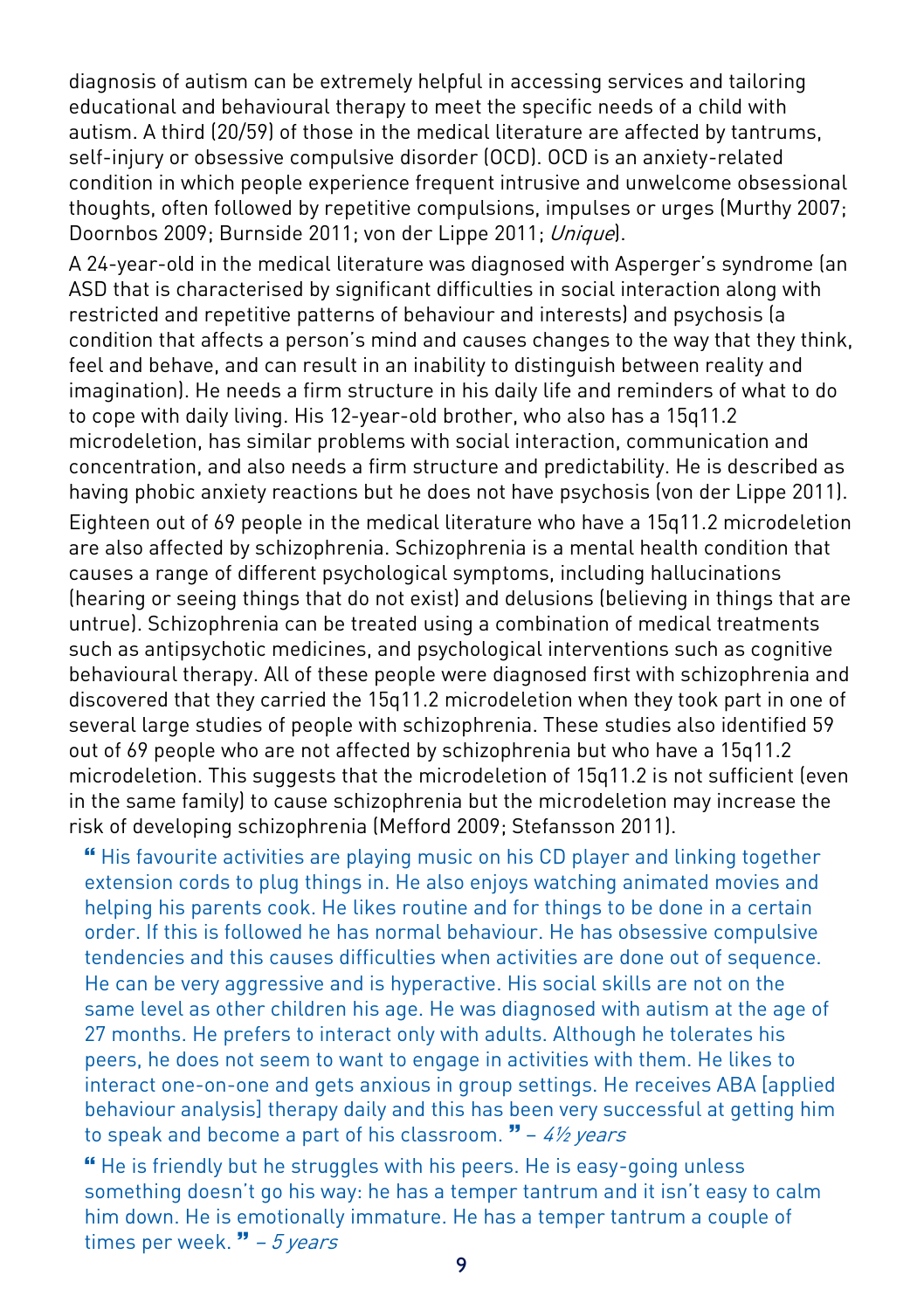diagnosis of autism can be extremely helpful in accessing services and tailoring educational and behavioural therapy to meet the specific needs of a child with autism. A third (20/59) of those in the medical literature are affected by tantrums, self-injury or obsessive compulsive disorder (OCD). OCD is an anxiety-related condition in which people experience frequent intrusive and unwelcome obsessional thoughts, often followed by repetitive compulsions, impulses or urges (Murthy 2007; Doornbos 2009; Burnside 2011; von der Lippe 2011; *Unique*).

A 24-year-old in the medical literature was diagnosed with Asperger's syndrome (an ASD that is characterised by significant difficulties in social interaction along with restricted and repetitive patterns of behaviour and interests) and psychosis (a condition that affects a person's mind and causes changes to the way that they think, feel and behave, and can result in an inability to distinguish between reality and imagination). He needs a firm structure in his daily life and reminders of what to do to cope with daily living. His 12-year-old brother, who also has a 15q11.2 microdeletion, has similar problems with social interaction, communication and concentration, and also needs a firm structure and predictability. He is described as having phobic anxiety reactions but he does not have psychosis (von der Lippe 2011).

Eighteen out of 69 people in the medical literature who have a 15q11.2 microdeletion are also affected by schizophrenia. Schizophrenia is a mental health condition that causes a range of different psychological symptoms, including hallucinations (hearing or seeing things that do not exist) and delusions (believing in things that are untrue). Schizophrenia can be treated using a combination of medical treatments such as antipsychotic medicines, and psychological interventions such as cognitive behavioural therapy. All of these people were diagnosed first with schizophrenia and discovered that they carried the 15q11.2 microdeletion when they took part in one of several large studies of people with schizophrenia. These studies also identified 59 out of 69 people who are not affected by schizophrenia but who have a 15q11.2 microdeletion. This suggests that the microdeletion of 15q11.2 is not sufficient (even in the same family) to cause schizophrenia but the microdeletion may increase the risk of developing schizophrenia (Mefford 2009; Stefansson 2011).

“ His favourite activities are playing music on his CD player and linking together extension cords to plug things in. He also enjoys watching animated movies and helping his parents cook. He likes routine and for things to be done in a certain order. If this is followed he has normal behaviour. He has obsessive compulsive tendencies and this causes difficulties when activities are done out of sequence. He can be very aggressive and is hyperactive. His social skills are not on the same level as other children his age. He was diagnosed with autism at the age of 27 months. He prefers to interact only with adults. Although he tolerates his peers, he does not seem to want to engage in activities with them. He likes to interact one-on-one and gets anxious in group settings. He receives ABA [applied behaviour analysis] therapy daily and this has been very successful at getting him to speak and become a part of his classroom. ” – *4½ years*

“ He is friendly but he struggles with his peers. He is easy-going unless something doesn't go his way: he has a temper tantrum and it isn't easy to calm him down. He is emotionally immature. He has a temper tantrum a couple of times per week. ” – *5 years*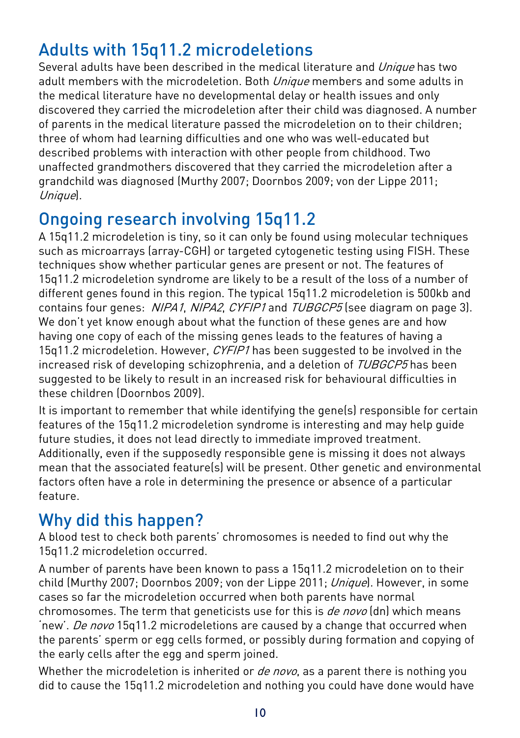## Adults with 15q11.2 microdeletions

Several adults have been described in the medical literature and *Unique* has two adult members with the microdeletion. Both *Unique* members and some adults in the medical literature have no developmental delay or health issues and only discovered they carried the microdeletion after their child was diagnosed. A number of parents in the medical literature passed the microdeletion on to their children; three of whom had learning difficulties and one who was well-educated but described problems with interaction with other people from childhood. Two unaffected grandmothers discovered that they carried the microdeletion after a grandchild was diagnosed (Murthy 2007; Doornbos 2009; von der Lippe 2011; *Unique*).

## Ongoing research involving 15q11.2

A 15q11.2 microdeletion is tiny, so it can only be found using molecular techniques such as microarrays (array-CGH) or targeted cytogenetic testing using FISH. These techniques show whether particular genes are present or not. The features of 15q11.2 microdeletion syndrome are likely to be a result of the loss of a number of different genes found in this region. The typical 15q11.2 microdeletion is 500kb and contains four genes: *NIPA1*, *NIPA2*, *CYFIP1* and *TUBGCP5* (see diagram on page 3). We don't yet know enough about what the function of these genes are and how having one copy of each of the missing genes leads to the features of having a 15q11.2 microdeletion. However, *CYFIP1* has been suggested to be involved in the increased risk of developing schizophrenia, and a deletion of *TUBGCP5* has been suggested to be likely to result in an increased risk for behavioural difficulties in these children (Doornbos 2009).

It is important to remember that while identifying the gene(s) responsible for certain features of the 15q11.2 microdeletion syndrome is interesting and may help guide future studies, it does not lead directly to immediate improved treatment. Additionally, even if the supposedly responsible gene is missing it does not always mean that the associated feature(s) will be present. Other genetic and environmental factors often have a role in determining the presence or absence of a particular feature.

## Why did this happen?

A blood test to check both parents' chromosomes is needed to find out why the 15q11.2 microdeletion occurred.

A number of parents have been known to pass a 15q11.2 microdeletion on to their child (Murthy 2007; Doornbos 2009; von der Lippe 2011; *Unique*). However, in some cases so far the microdeletion occurred when both parents have normal chromosomes. The term that geneticists use for this is *de novo* (dn) which means 'new'. *De novo* 15q11.2 microdeletions are caused by a change that occurred when the parents' sperm or egg cells formed, or possibly during formation and copying of the early cells after the egg and sperm joined.

Whether the microdeletion is inherited or *de novo*, as a parent there is nothing you did to cause the 15q11.2 microdeletion and nothing you could have done would have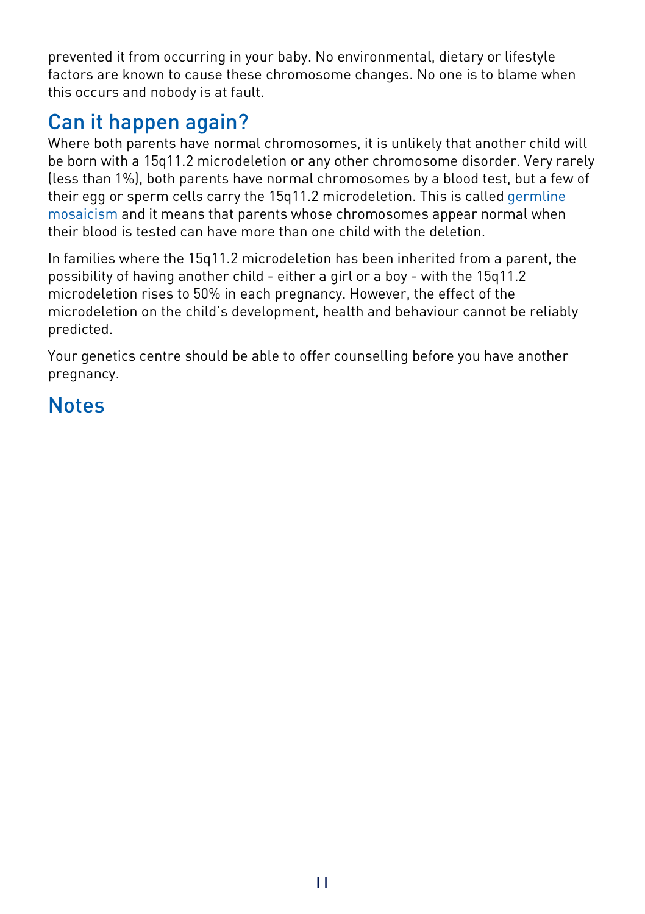prevented it from occurring in your baby. No environmental, dietary or lifestyle factors are known to cause these chromosome changes. No one is to blame when this occurs and nobody is at fault.

## Can it happen again?

Where both parents have normal chromosomes, it is unlikely that another child will be born with a 15q11.2 microdeletion or any other chromosome disorder. Very rarely (less than 1%), both parents have normal chromosomes by a blood test, but a few of their egg or sperm cells carry the 15q11.2 microdeletion. This is called germline mosaicism and it means that parents whose chromosomes appear normal when their blood is tested can have more than one child with the deletion.

In families where the 15q11.2 microdeletion has been inherited from a parent, the possibility of having another child - either a girl or a boy - with the 15q11.2 microdeletion rises to 50% in each pregnancy. However, the effect of the microdeletion on the child's development, health and behaviour cannot be reliably predicted.

Your genetics centre should be able to offer counselling before you have another pregnancy.

## Notes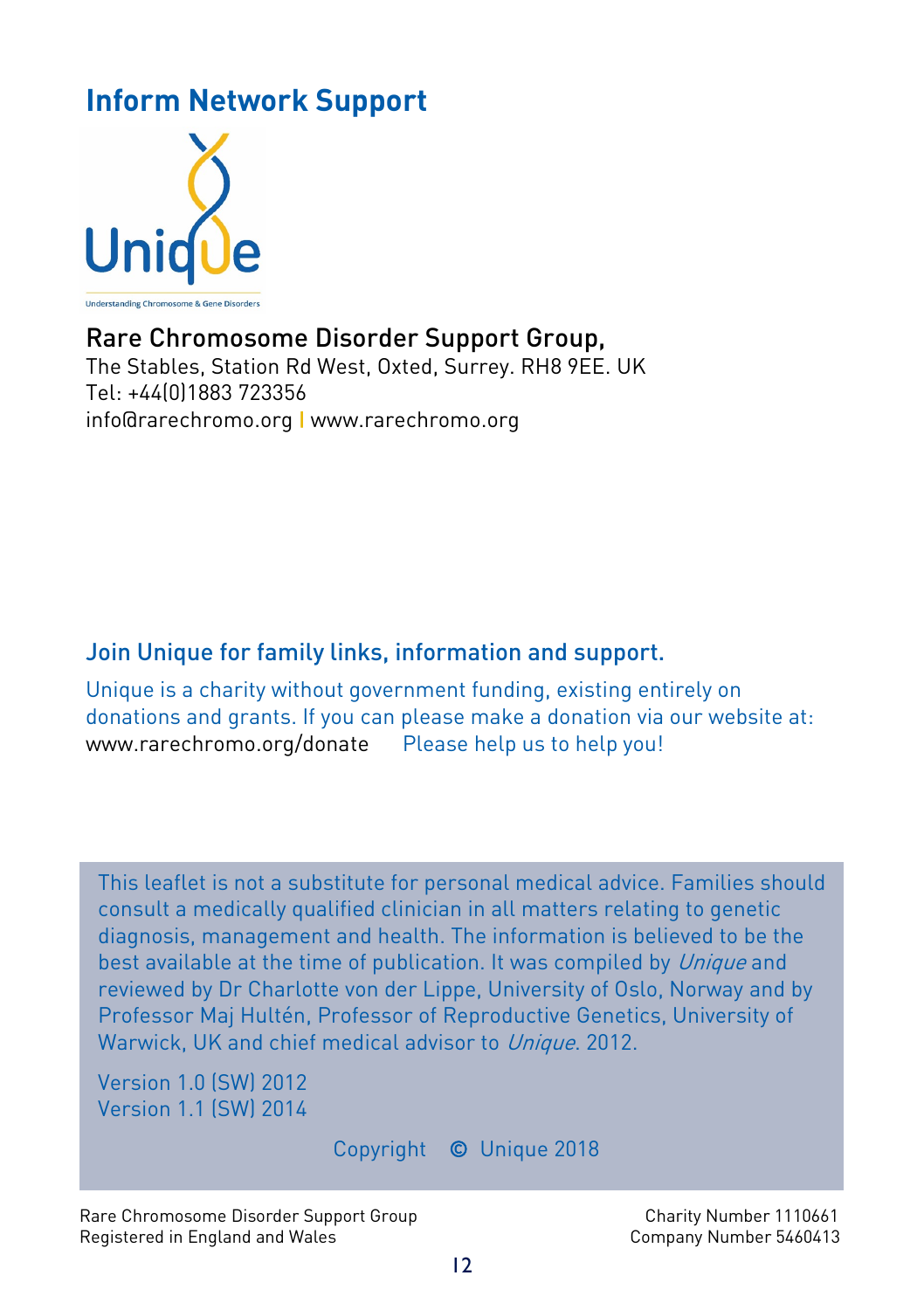## Inform Network Support

Unique

Understanding Chromosome & Gene Disorders

Rare Chromosome Disorder Support Group,
The Stables, Station Rd West, Oxted, Surrey. RH8 9EE. UK
Tel: +44(0)1883 723356
info@rarechromo.org | www.rarechromo.org

### Join Unique for family links, information and support.

Unique is a charity without government funding, existing entirely on donations and grants. If you can please make a donation via our website at: www.rarechromo.org/donate Please help us to help you!

This leaflet is not a substitute for personal medical advice. Families should consult a medically qualified clinician in all matters relating to genetic diagnosis, management and health. The information is believed to be the best available at the time of publication. It was compiled by *Unique* and reviewed by Dr Charlotte von der Lippe, University of Oslo, Norway and by Professor Maj Hultén, Professor of Reproductive Genetics, University of Warwick, UK and chief medical advisor to *Unique*. 2012.

Version 1.0 (SW) 2012
Version 1.1 (SW) 2014

Copyright © Unique 2018

Rare Chromosome Disorder Support Group
Registered in England and Wales

Charity Number 1110661
Company Number 5460413